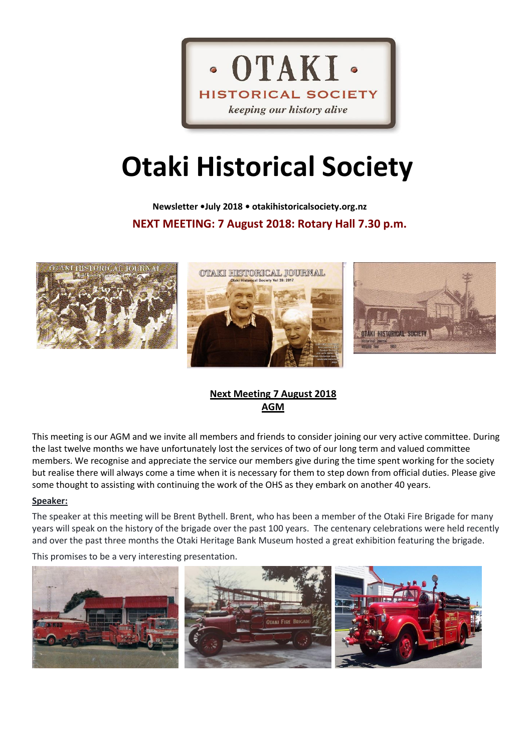# Otaki Historical Society

**Newsletter •July 2018 • otakihistoricalsociety.org.nz**

**NEXT MEETING: 7 August 2018: Rotary Hall 7.30 p.m.**

## Next Meeting 7 August 2018
## AGM

This meeting is our AGM and we invite all members and friends to consider joining our very active committee. During the last twelve months we have unfortunately lost the services of two of our long term and valued committee members. We recognise and appreciate the service our members give during the time spent working for the society but realise there will always come a time when it is necessary for them to step down from official duties. Please give some thought to assisting with continuing the work of the OHS as they embark on another 40 years.

**Speaker:**

The speaker at this meeting will be Brent Bythell. Brent, who has been a member of the Otaki Fire Brigade for many years will speak on the history of the brigade over the past 100 years. The centenary celebrations were held recently and over the past three months the Otaki Heritage Bank Museum hosted a great exhibition featuring the brigade.

This promises to be a very interesting presentation.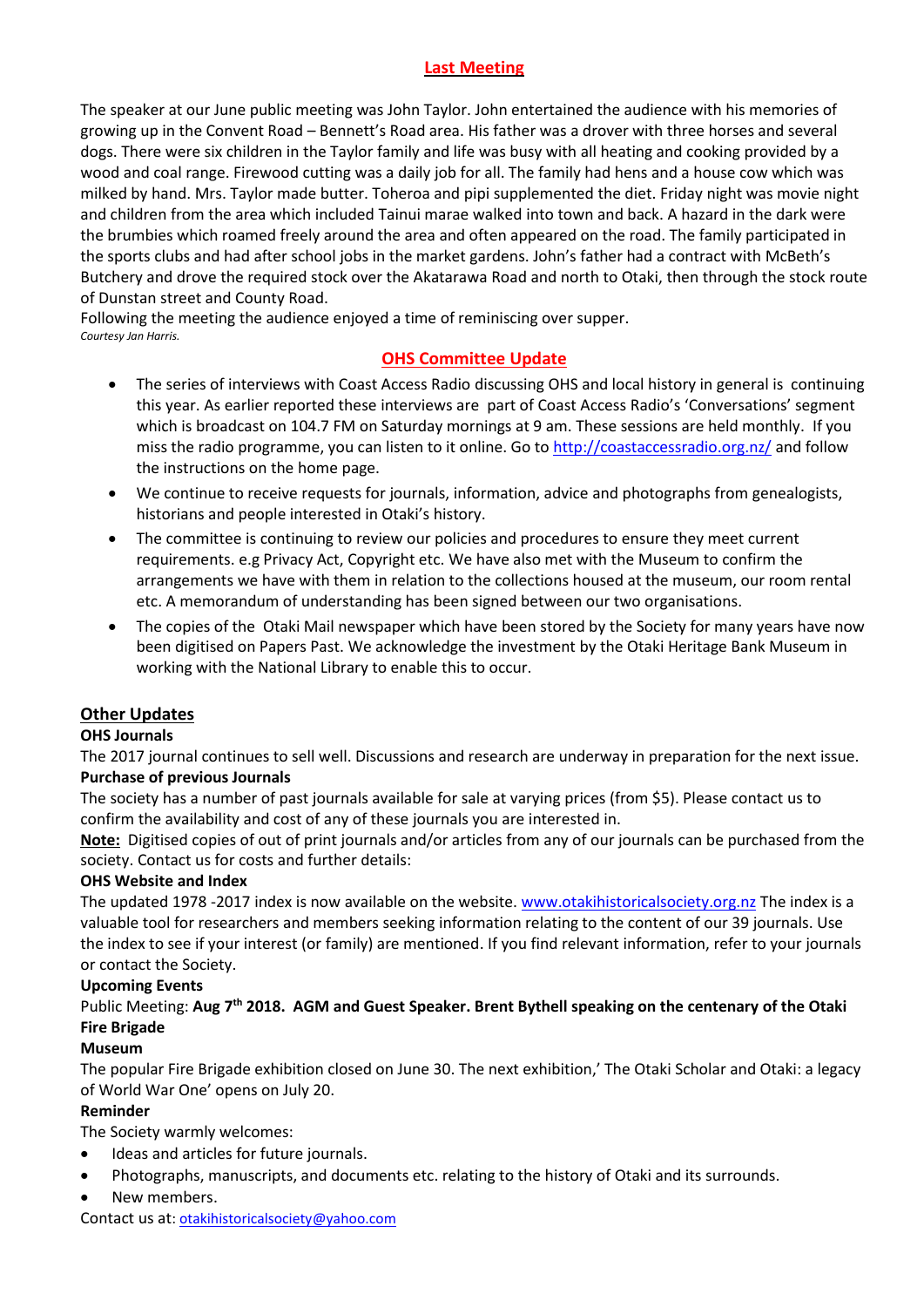## Last Meeting

The speaker at our June public meeting was John Taylor. John entertained the audience with his memories of growing up in the Convent Road – Bennett's Road area. His father was a drover with three horses and several dogs. There were six children in the Taylor family and life was busy with all heating and cooking provided by a wood and coal range. Firewood cutting was a daily job for all. The family had hens and a house cow which was milked by hand. Mrs. Taylor made butter. Toheroa and pipi supplemented the diet. Friday night was movie night and children from the area which included Tainui marae walked into town and back. A hazard in the dark were the brumbies which roamed freely around the area and often appeared on the road. The family participated in the sports clubs and had after school jobs in the market gardens. John's father had a contract with McBeth's Butchery and drove the required stock over the Akatarawa Road and north to Otaki, then through the stock route of Dunstan street and County Road.

Following the meeting the audience enjoyed a time of reminiscing over supper.

*Courtesy Jan Harris.*

## OHS Committee Update

- The series of interviews with Coast Access Radio discussing OHS and local history in general is continuing this year. As earlier reported these interviews are part of Coast Access Radio's 'Conversations' segment which is broadcast on 104.7 FM on Saturday mornings at 9 am. These sessions are held monthly. If you miss the radio programme, you can listen to it online. Go to http://coastaccessradio.org.nz/ and follow the instructions on the home page.
- We continue to receive requests for journals, information, advice and photographs from genealogists, historians and people interested in Otaki's history.
- The committee is continuing to review our policies and procedures to ensure they meet current requirements. e.g Privacy Act, Copyright etc. We have also met with the Museum to confirm the arrangements we have with them in relation to the collections housed at the museum, our room rental etc. A memorandum of understanding has been signed between our two organisations.
- The copies of the Otaki Mail newspaper which have been stored by the Society for many years have now been digitised on Papers Past. We acknowledge the investment by the Otaki Heritage Bank Museum in working with the National Library to enable this to occur.

## Other Updates

**OHS Journals**

The 2017 journal continues to sell well. Discussions and research are underway in preparation for the next issue.

**Purchase of previous Journals**

The society has a number of past journals available for sale at varying prices (from $5). Please contact us to confirm the availability and cost of any of these journals you are interested in.

**Note:** Digitised copies of out of print journals and/or articles from any of our journals can be purchased from the society. Contact us for costs and further details:

**OHS Website and Index**

The updated 1978 -2017 index is now available on the website. www.otakihistoricalsociety.org.nz The index is a valuable tool for researchers and members seeking information relating to the content of our 39 journals. Use the index to see if your interest (or family) are mentioned. If you find relevant information, refer to your journals or contact the Society.

**Upcoming Events**

Public Meeting: **Aug 7th 2018. AGM and Guest Speaker. Brent Bythell speaking on the centenary of the Otaki Fire Brigade**

**Museum**

The popular Fire Brigade exhibition closed on June 30. The next exhibition,' The Otaki Scholar and Otaki: a legacy of World War One' opens on July 20.

**Reminder**

The Society warmly welcomes:

- Ideas and articles for future journals.
- Photographs, manuscripts, and documents etc. relating to the history of Otaki and its surrounds.
- New members.

Contact us at: otakihistoricalsociety@yahoo.com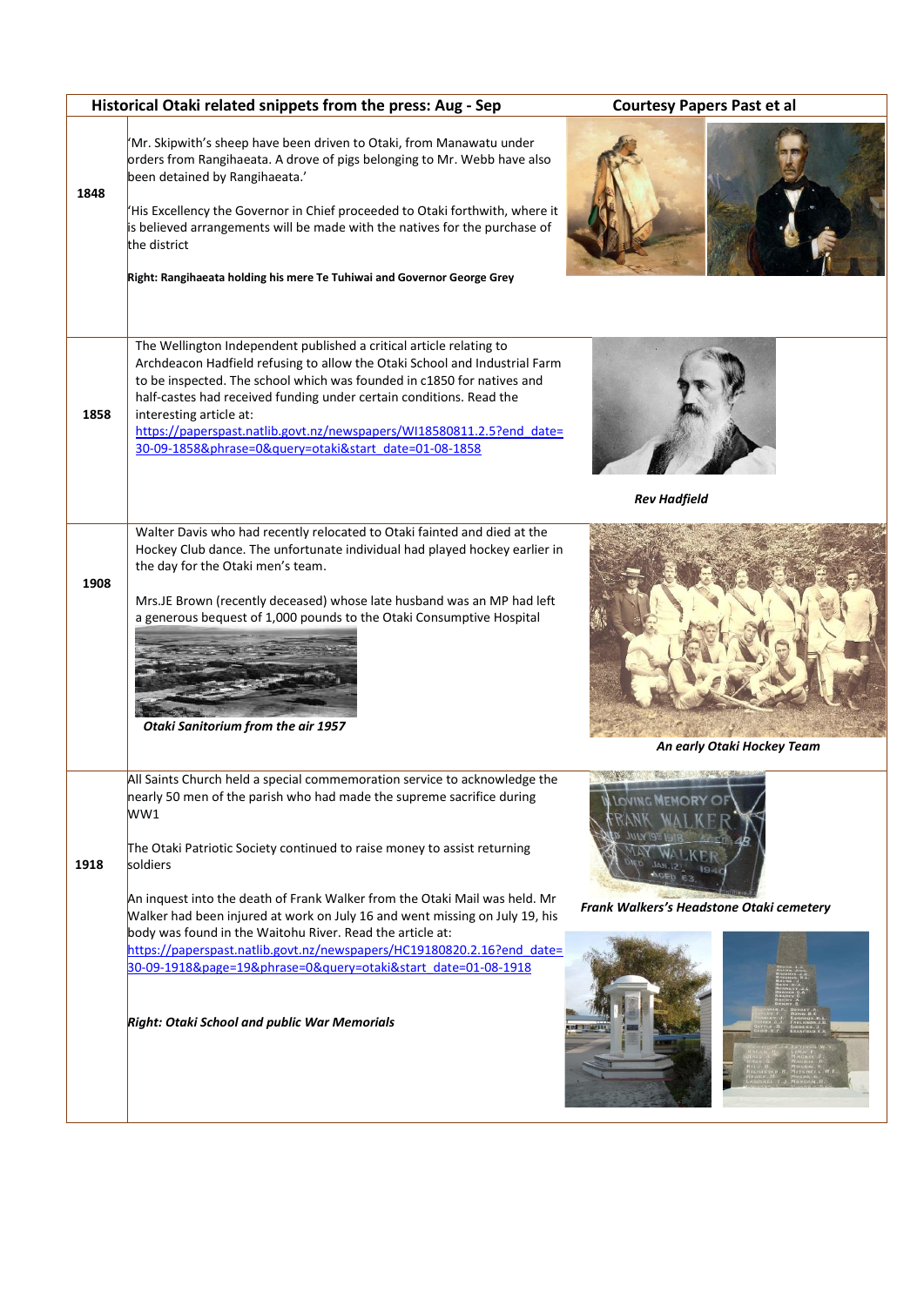| Historical Otaki related snippets from the press: Aug - Sep | | Courtesy Papers Past et al |
|---|---|---|
| **1848** | 'Mr. Skipwith's sheep have been driven to Otaki, from Manawatu under orders from Rangihaeata. A drove of pigs belonging to Mr. Webb have also been detained by Rangihaeata.'<br><br>'His Excellency the Governor in Chief proceeded to Otaki forthwith, where it is believed arrangements will be made with the natives for the purchase of the district<br><br>**Right: Rangihaeata holding his mere Te Tuhiwai and Governor George Grey** | |
| **1858** | The Wellington Independent published a critical article relating to Archdeacon Hadfield refusing to allow the Otaki School and Industrial Farm to be inspected. The school which was founded in c1850 for natives and half-castes had received funding under certain conditions. Read the interesting article at: https://paperspast.natlib.govt.nz/newspapers/WI18580811.2.5?end_date=30-09-1858&phrase=0&query=otaki&start_date=01-08-1858 | ***Rev Hadfield*** |
| **1908** | Walter Davis who had recently relocated to Otaki fainted and died at the Hockey Club dance. The unfortunate individual had played hockey earlier in the day for the Otaki men's team.<br><br>Mrs.JE Brown (recently deceased) whose late husband was an MP had left a generous bequest of 1,000 pounds to the Otaki Consumptive Hospital<br><br>***Otaki Sanitorium from the air 1957*** | ***An early Otaki Hockey Team*** |
| **1918** | All Saints Church held a special commemoration service to acknowledge the nearly 50 men of the parish who had made the supreme sacrifice during WW1<br><br>The Otaki Patriotic Society continued to raise money to assist returning soldiers<br><br>An inquest into the death of Frank Walker from the Otaki Mail was held. Mr Walker had been injured at work on July 16 and went missing on July 19, his body was found in the Waitohu River. Read the article at: https://paperspast.natlib.govt.nz/newspapers/HC19180820.2.16?end_date=30-09-1918&page=19&phrase=0&query=otaki&start_date=01-08-1918<br><br>***Right: Otaki School and public War Memorials*** | ***Frank Walkers's Headstone Otaki cemetery*** |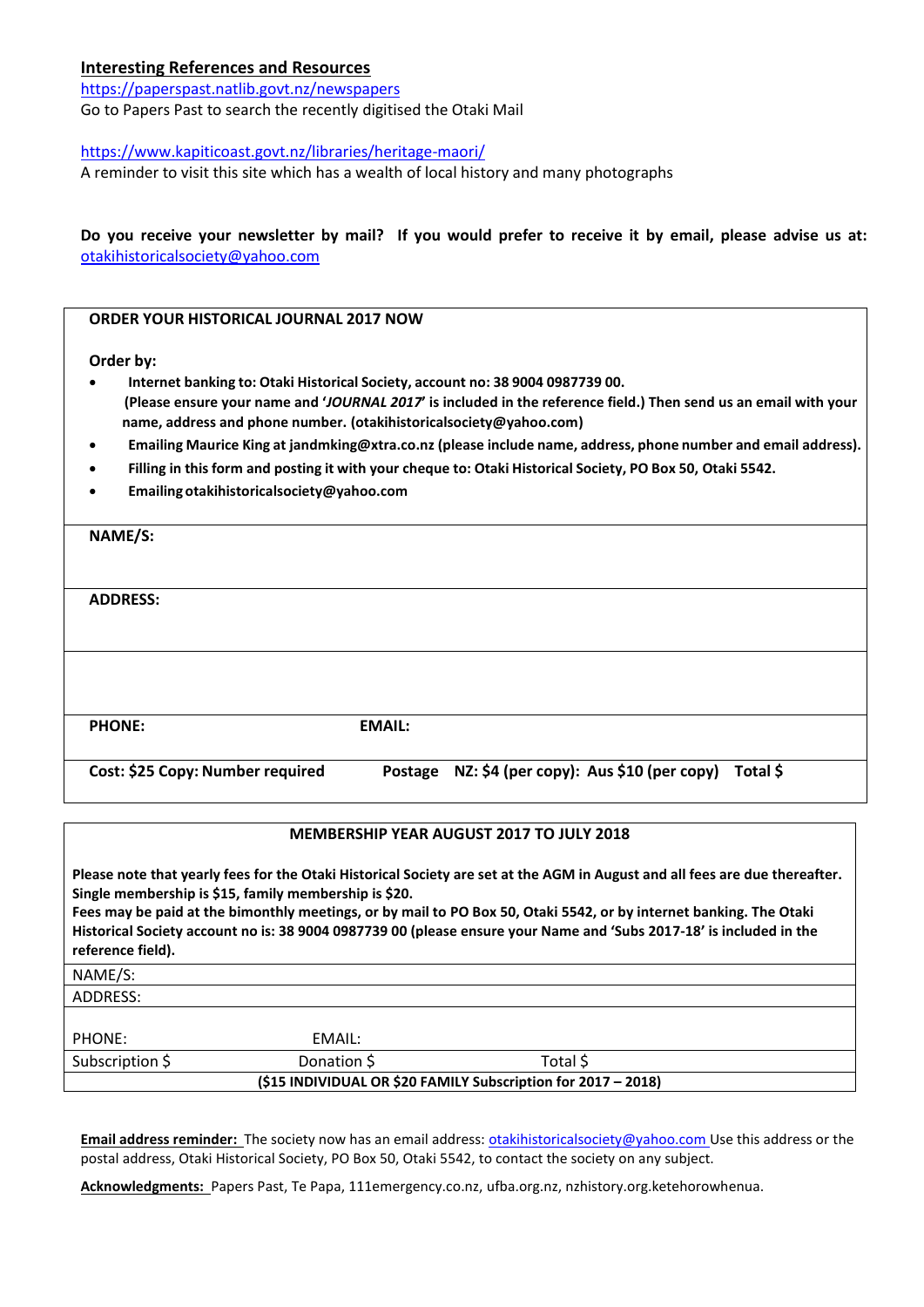## Interesting References and Resources

https://paperspast.natlib.govt.nz/newspapers
Go to Papers Past to search the recently digitised the Otaki Mail

https://www.kapiticoast.govt.nz/libraries/heritage-maori/
A reminder to visit this site which has a wealth of local history and many photographs

**Do you receive your newsletter by mail? If you would prefer to receive it by email, please advise us at:** otakihistoricalsociety@yahoo.com

**ORDER YOUR HISTORICAL JOURNAL 2017 NOW**

**Order by:**

- **Internet banking to: Otaki Historical Society, account no: 38 9004 0987739 00.**
  **(Please ensure your name and '*JOURNAL 2017*' is included in the reference field.) Then send us an email with your name, address and phone number. (otakihistoricalsociety@yahoo.com)**
- **Emailing Maurice King at jandmking@xtra.co.nz (please include name, address, phone number and email address).**
- **Filling in this form and posting it with your cheque to: Otaki Historical Society, PO Box 50, Otaki 5542.**
- **Emailing otakihistoricalsociety@yahoo.com**

| | |
|---|---|
| **NAME/S:** | |
| **ADDRESS:** | |
| | |
| **PHONE:** | **EMAIL:** |
| **Cost: $25 Copy: Number required** | **Postage NZ: $4 (per copy): Aus $10 (per copy) Total $** |

**MEMBERSHIP YEAR AUGUST 2017 TO JULY 2018**

**Please note that yearly fees for the Otaki Historical Society are set at the AGM in August and all fees are due thereafter. Single membership is $15, family membership is $20.**
**Fees may be paid at the bimonthly meetings, or by mail to PO Box 50, Otaki 5542, or by internet banking. The Otaki Historical Society account no is: 38 9004 0987739 00 (please ensure your Name and 'Subs 2017-18' is included in the reference field).**

| | | |
|---|---|---|
| NAME/S: | | |
| ADDRESS: | | |
| PHONE: | EMAIL: | |
| Subscription $ | Donation $ | Total $ |
| **($15 INDIVIDUAL OR $20 FAMILY Subscription for 2017 – 2018)** | | |

**Email address reminder:** The society now has an email address: otakihistoricalsociety@yahoo.com Use this address or the postal address, Otaki Historical Society, PO Box 50, Otaki 5542, to contact the society on any subject.

**Acknowledgments:** Papers Past, Te Papa, 111emergency.co.nz, ufba.org.nz, nzhistory.org.ketehorowhenua.